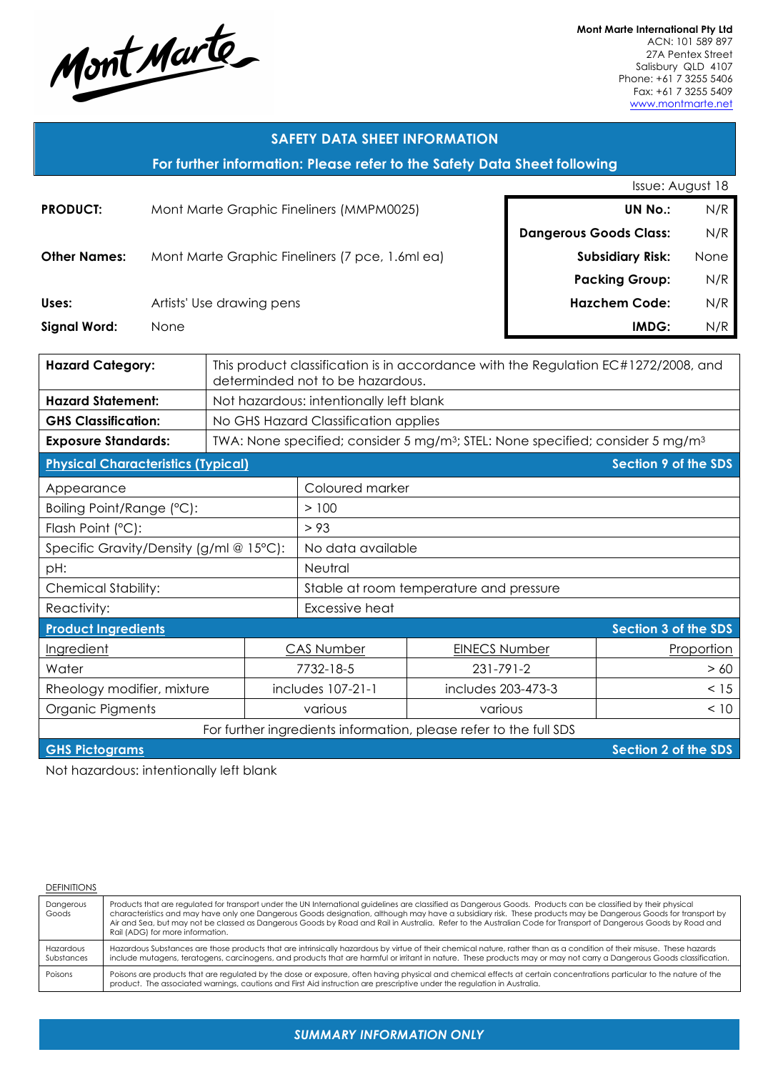Mont Marte

**Mont Marte International Pty Ltd**
ACN: 101 589 897
27A Pentex Street
Salisbury QLD 4107
Phone: +61 7 3255 5406
Fax: +61 7 3255 5409
www.montmarte.net

## SAFETY DATA SHEET INFORMATION

**For further information: Please refer to the Safety Data Sheet following**

Issue: August 18

| | |
|---|---|
| **PRODUCT:** | Mont Marte Graphic Fineliners (MMPM0025) |
| **Other Names:** | Mont Marte Graphic Fineliners (7 pce, 1.6ml ea) |
| **Uses:** | Artists' Use drawing pens |
| **Signal Word:** | None |

| | |
|---|---|
| **UN No.:** | N/R |
| **Dangerous Goods Class:** | N/R |
| **Subsidiary Risk:** | None |
| **Packing Group:** | N/R |
| **Hazchem Code:** | N/R |
| **IMDG:** | N/R |

| | |
|---|---|
| **Hazard Category:** | This product classification is in accordance with the Regulation EC#1272/2008, and determinded not to be hazardous. |
| **Hazard Statement:** | Not hazardous: intentionally left blank |
| **GHS Classification:** | No GHS Hazard Classification applies |
| **Exposure Standards:** | TWA: None specified; consider 5 mg/m³; STEL: None specified; consider 5 mg/m³ |

### Physical Characteristics (Typical) — Section 9 of the SDS

| | |
|---|---|
| Appearance | Coloured marker |
| Boiling Point/Range (°C): | > 100 |
| Flash Point (°C): | > 93 |
| Specific Gravity/Density (g/ml @ 15°C): | No data available |
| pH: | Neutral |
| Chemical Stability: | Stable at room temperature and pressure |
| Reactivity: | Excessive heat |

### Product Ingredients — Section 3 of the SDS

| Ingredient | CAS Number | EINECS Number | Proportion |
|---|---|---|---|
| Water | 7732-18-5 | 231-791-2 | > 60 |
| Rheology modifier, mixture | includes 107-21-1 | includes 203-473-3 | < 15 |
| Organic Pigments | various | various | < 10 |

For further ingredients information, please refer to the full SDS

### GHS Pictograms — Section 2 of the SDS

Not hazardous: intentionally left blank

DEFINITIONS

| | |
|---|---|
| Dangerous Goods | Products that are regulated for transport under the UN International guidelines are classified as Dangerous Goods. Products can be classified by their physical characteristics and may have only one Dangerous Goods designation, although may have a subsidiary risk. These products may be Dangerous Goods for transport by Air and Sea, but may not be classed as Dangerous Goods by Road and Rail in Australia. Refer to the Australian Code for Transport of Dangerous Goods by Road and Rail (ADG) for more information. |
| Hazardous Substances | Hazardous Substances are those products that are intrinsically hazardous by virtue of their chemical nature, rather than as a condition of their misuse. These hazards include mutagens, teratogens, carcinogens, and products that are harmful or irritant in nature. These products may or may not carry a Dangerous Goods classification. |
| Poisons | Poisons are products that are regulated by the dose or exposure, often having physical and chemical effects at certain concentrations particular to the nature of the product. The associated warnings, cautions and First Aid instruction are prescriptive under the regulation in Australia. |

*SUMMARY INFORMATION ONLY*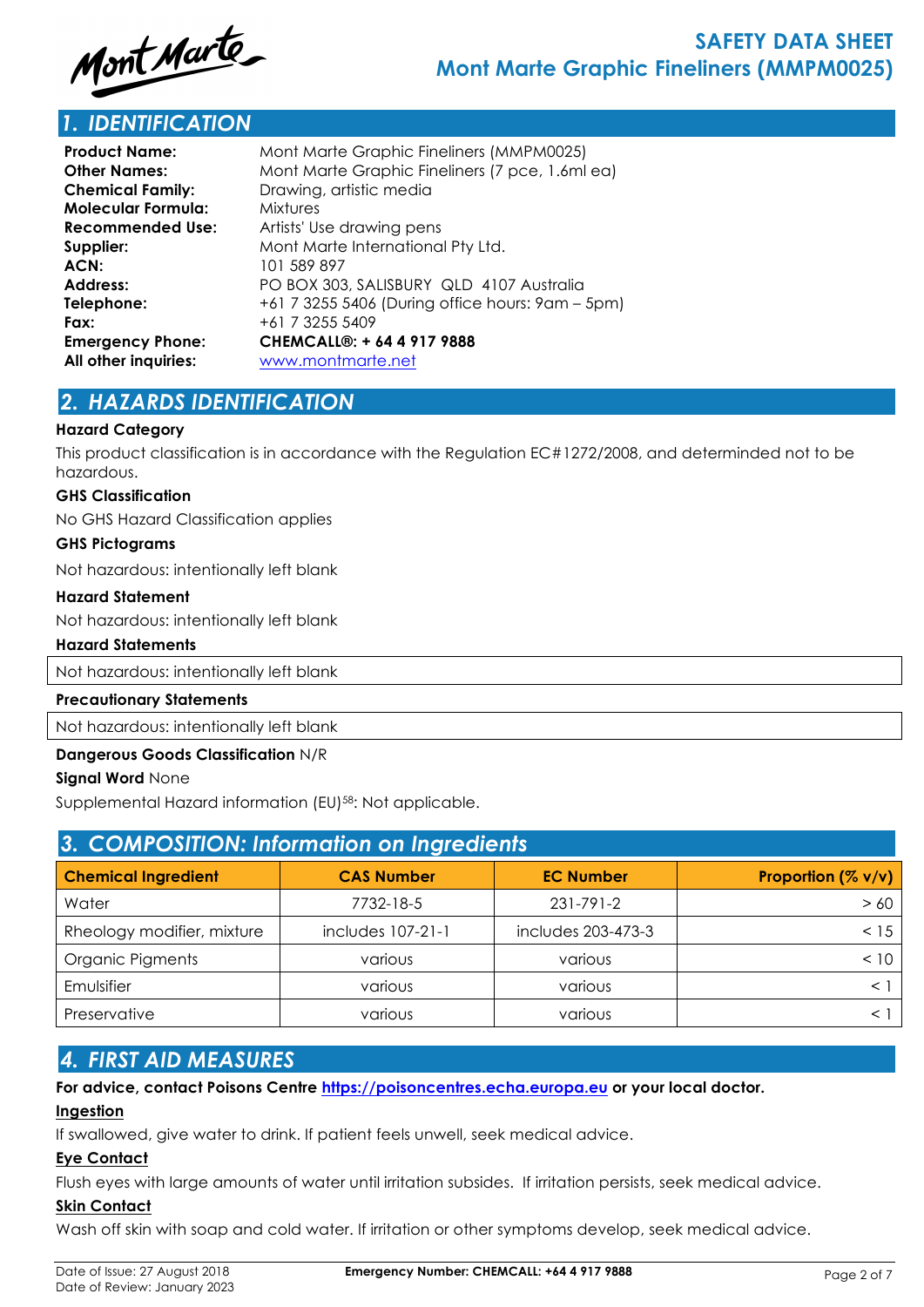# SAFETY DATA SHEET
# Mont Marte Graphic Fineliners (MMPM0025)

## 1. IDENTIFICATION

| | |
|---|---|
| **Product Name:** | Mont Marte Graphic Fineliners (MMPM0025) |
| **Other Names:** | Mont Marte Graphic Fineliners (7 pce, 1.6ml ea) |
| **Chemical Family:** | Drawing, artistic media |
| **Molecular Formula:** | Mixtures |
| **Recommended Use:** | Artists' Use drawing pens |
| **Supplier:** | Mont Marte International Pty Ltd. |
| **ACN:** | 101 589 897 |
| **Address:** | PO BOX 303, SALISBURY QLD 4107 Australia |
| **Telephone:** | +61 7 3255 5406 (During office hours: 9am – 5pm) |
| **Fax:** | +61 7 3255 5409 |
| **Emergency Phone:** | **CHEMCALL®: + 64 4 917 9888** |
| **All other inquiries:** | www.montmarte.net |

## 2. HAZARDS IDENTIFICATION

**Hazard Category**

This product classification is in accordance with the Regulation EC#1272/2008, and determinded not to be hazardous.

**GHS Classification**

No GHS Hazard Classification applies

**GHS Pictograms**

Not hazardous: intentionally left blank

**Hazard Statement**

Not hazardous: intentionally left blank

**Hazard Statements**

Not hazardous: intentionally left blank

**Precautionary Statements**

Not hazardous: intentionally left blank

**Dangerous Goods Classification** N/R

**Signal Word** None

Supplemental Hazard information (EU)[58]: Not applicable.

## 3. COMPOSITION: Information on Ingredients

| Chemical Ingredient | CAS Number | EC Number | Proportion (% v/v) |
|---|---|---|---|
| Water | 7732-18-5 | 231-791-2 | > 60 |
| Rheology modifier, mixture | includes 107-21-1 | includes 203-473-3 | < 15 |
| Organic Pigments | various | various | < 10 |
| Emulsifier | various | various | < 1 |
| Preservative | various | various | < 1 |

## 4. FIRST AID MEASURES

**For advice, contact Poisons Centre https://poisoncentres.echa.europa.eu or your local doctor.**

**Ingestion**

If swallowed, give water to drink. If patient feels unwell, seek medical advice.

**Eye Contact**

Flush eyes with large amounts of water until irritation subsides. If irritation persists, seek medical advice.

**Skin Contact**

Wash off skin with soap and cold water. If irritation or other symptoms develop, seek medical advice.

Date of Issue: 27 August 2018
Date of Review: January 2023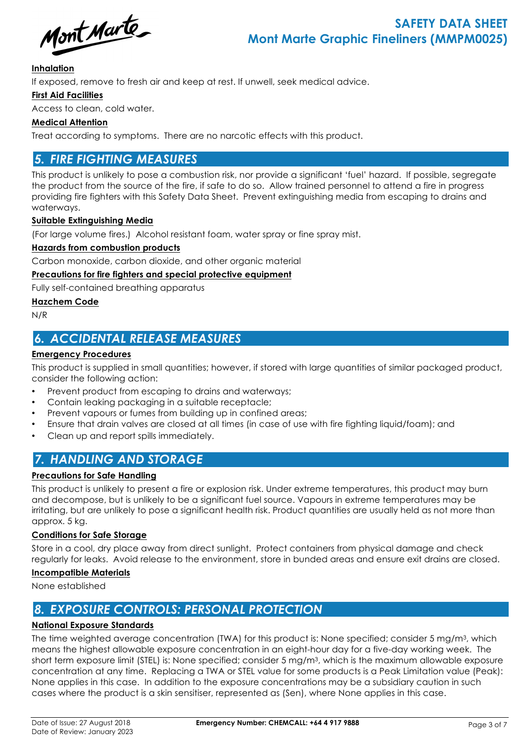#### Inhalation

If exposed, remove to fresh air and keep at rest. If unwell, seek medical advice.

#### First Aid Facilities

Access to clean, cold water.

#### Medical Attention

Treat according to symptoms. There are no narcotic effects with this product.

## 5. FIRE FIGHTING MEASURES

This product is unlikely to pose a combustion risk, nor provide a significant 'fuel' hazard. If possible, segregate the product from the source of the fire, if safe to do so. Allow trained personnel to attend a fire in progress providing fire fighters with this Safety Data Sheet. Prevent extinguishing media from escaping to drains and waterways.

#### Suitable Extinguishing Media

(For large volume fires.) Alcohol resistant foam, water spray or fine spray mist.

#### Hazards from combustion products

Carbon monoxide, carbon dioxide, and other organic material

#### Precautions for fire fighters and special protective equipment

Fully self-contained breathing apparatus

#### Hazchem Code

N/R

## 6. ACCIDENTAL RELEASE MEASURES

#### Emergency Procedures

This product is supplied in small quantities; however, if stored with large quantities of similar packaged product, consider the following action:

- Prevent product from escaping to drains and waterways;
- Contain leaking packaging in a suitable receptacle;
- Prevent vapours or fumes from building up in confined areas;
- Ensure that drain valves are closed at all times (in case of use with fire fighting liquid/foam); and
- Clean up and report spills immediately.

## 7. HANDLING AND STORAGE

#### Precautions for Safe Handling

This product is unlikely to present a fire or explosion risk. Under extreme temperatures, this product may burn and decompose, but is unlikely to be a significant fuel source. Vapours in extreme temperatures may be irritating, but are unlikely to pose a significant health risk. Product quantities are usually held as not more than approx. 5 kg.

#### Conditions for Safe Storage

Store in a cool, dry place away from direct sunlight. Protect containers from physical damage and check regularly for leaks. Avoid release to the environment, store in bunded areas and ensure exit drains are closed.

#### Incompatible Materials

None established

## 8. EXPOSURE CONTROLS: PERSONAL PROTECTION

#### National Exposure Standards

The time weighted average concentration (TWA) for this product is: None specified; consider 5 mg/m$^3$, which means the highest allowable exposure concentration in an eight-hour day for a five-day working week. The short term exposure limit (STEL) is: None specified; consider 5 mg/m$^3$, which is the maximum allowable exposure concentration at any time. Replacing a TWA or STEL value for some products is a Peak Limitation value (Peak): None applies in this case. In addition to the exposure concentrations may be a subsidiary caution in such cases where the product is a skin sensitiser, represented as (Sen), where None applies in this case.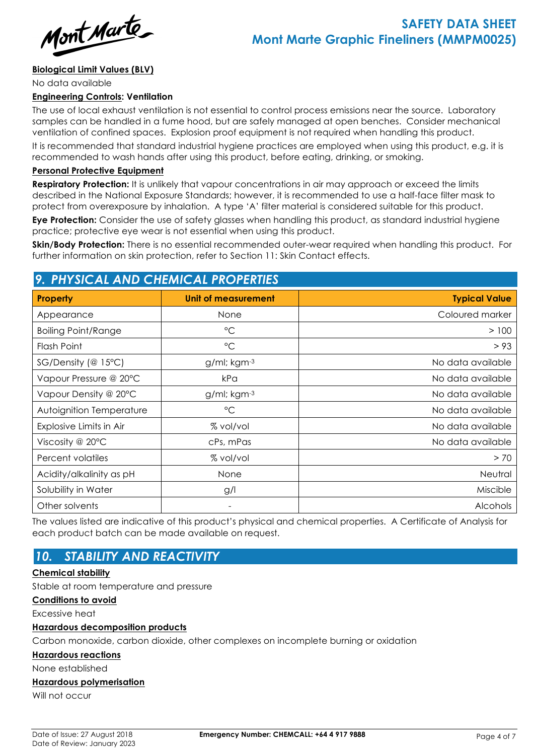**Biological Limit Values (BLV)**

No data available

**Engineering Controls: Ventilation**

The use of local exhaust ventilation is not essential to control process emissions near the source. Laboratory samples can be handled in a fume hood, but are safely managed at open benches. Consider mechanical ventilation of confined spaces. Explosion proof equipment is not required when handling this product.

It is recommended that standard industrial hygiene practices are employed when using this product, e.g. it is recommended to wash hands after using this product, before eating, drinking, or smoking.

**Personal Protective Equipment**

**Respiratory Protection:** It is unlikely that vapour concentrations in air may approach or exceed the limits described in the National Exposure Standards; however, it is recommended to use a half-face filter mask to protect from overexposure by inhalation. A type 'A' filter material is considered suitable for this product.

**Eye Protection:** Consider the use of safety glasses when handling this product, as standard industrial hygiene practice; protective eye wear is not essential when using this product.

**Skin/Body Protection:** There is no essential recommended outer-wear required when handling this product. For further information on skin protection, refer to Section 11: Skin Contact effects.

## 9. PHYSICAL AND CHEMICAL PROPERTIES

| Property | Unit of measurement | Typical Value |
|---|---|---|
| Appearance | None | Coloured marker |
| Boiling Point/Range | °C | > 100 |
| Flash Point | °C | > 93 |
| SG/Density (@ 15°C) | g/ml; $kgm^{-3}$ | No data available |
| Vapour Pressure @ 20°C | kPa | No data available |
| Vapour Density @ 20°C | g/ml; $kgm^{-3}$ | No data available |
| Autoignition Temperature | °C | No data available |
| Explosive Limits in Air | % vol/vol | No data available |
| Viscosity @ 20°C | cPs, mPas | No data available |
| Percent volatiles | % vol/vol | > 70 |
| Acidity/alkalinity as pH | None | Neutral |
| Solubility in Water | g/l | Miscible |
| Other solvents | - | Alcohols |

The values listed are indicative of this product's physical and chemical properties. A Certificate of Analysis for each product batch can be made available on request.

## 10. STABILITY AND REACTIVITY

**Chemical stability**

Stable at room temperature and pressure

**Conditions to avoid**

Excessive heat

**Hazardous decomposition products**

Carbon monoxide, carbon dioxide, other complexes on incomplete burning or oxidation

**Hazardous reactions**

None established

**Hazardous polymerisation**

Will not occur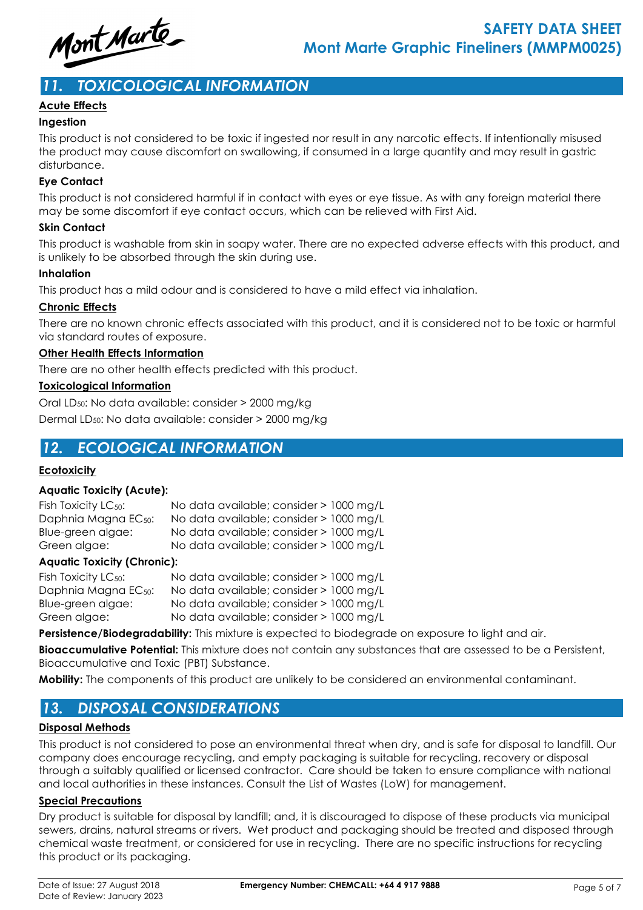## 11. TOXICOLOGICAL INFORMATION

**Acute Effects**

**Ingestion**

This product is not considered to be toxic if ingested nor result in any narcotic effects. If intentionally misused the product may cause discomfort on swallowing, if consumed in a large quantity and may result in gastric disturbance.

**Eye Contact**

This product is not considered harmful if in contact with eyes or eye tissue. As with any foreign material there may be some discomfort if eye contact occurs, which can be relieved with First Aid.

**Skin Contact**

This product is washable from skin in soapy water. There are no expected adverse effects with this product, and is unlikely to be absorbed through the skin during use.

**Inhalation**

This product has a mild odour and is considered to have a mild effect via inhalation.

**Chronic Effects**

There are no known chronic effects associated with this product, and it is considered not to be toxic or harmful via standard routes of exposure.

**Other Health Effects Information**

There are no other health effects predicted with this product.

**Toxicological Information**

Oral $LD_{50}$: No data available: consider > 2000 mg/kg

Dermal $LD_{50}$: No data available: consider > 2000 mg/kg

## 12. ECOLOGICAL INFORMATION

**Ecotoxicity**

**Aquatic Toxicity (Acute):**

| | |
|---|---|
| Fish Toxicity $LC_{50}$: | No data available; consider > 1000 mg/L |
| Daphnia Magna $EC_{50}$: | No data available; consider > 1000 mg/L |
| Blue-green algae: | No data available; consider > 1000 mg/L |
| Green algae: | No data available; consider > 1000 mg/L |

**Aquatic Toxicity (Chronic):**

| | |
|---|---|
| Fish Toxicity $LC_{50}$: | No data available; consider > 1000 mg/L |
| Daphnia Magna $EC_{50}$: | No data available; consider > 1000 mg/L |
| Blue-green algae: | No data available; consider > 1000 mg/L |
| Green algae: | No data available; consider > 1000 mg/L |

**Persistence/Biodegradability:** This mixture is expected to biodegrade on exposure to light and air.

**Bioaccumulative Potential:** This mixture does not contain any substances that are assessed to be a Persistent, Bioaccumulative and Toxic (PBT) Substance.

**Mobility:** The components of this product are unlikely to be considered an environmental contaminant.

## 13. DISPOSAL CONSIDERATIONS

**Disposal Methods**

This product is not considered to pose an environmental threat when dry, and is safe for disposal to landfill. Our company does encourage recycling, and empty packaging is suitable for recycling, recovery or disposal through a suitably qualified or licensed contractor. Care should be taken to ensure compliance with national and local authorities in these instances. Consult the List of Wastes (LoW) for management.

**Special Precautions**

Dry product is suitable for disposal by landfill; and, it is discouraged to dispose of these products via municipal sewers, drains, natural streams or rivers. Wet product and packaging should be treated and disposed through chemical waste treatment, or considered for use in recycling. There are no specific instructions for recycling this product or its packaging.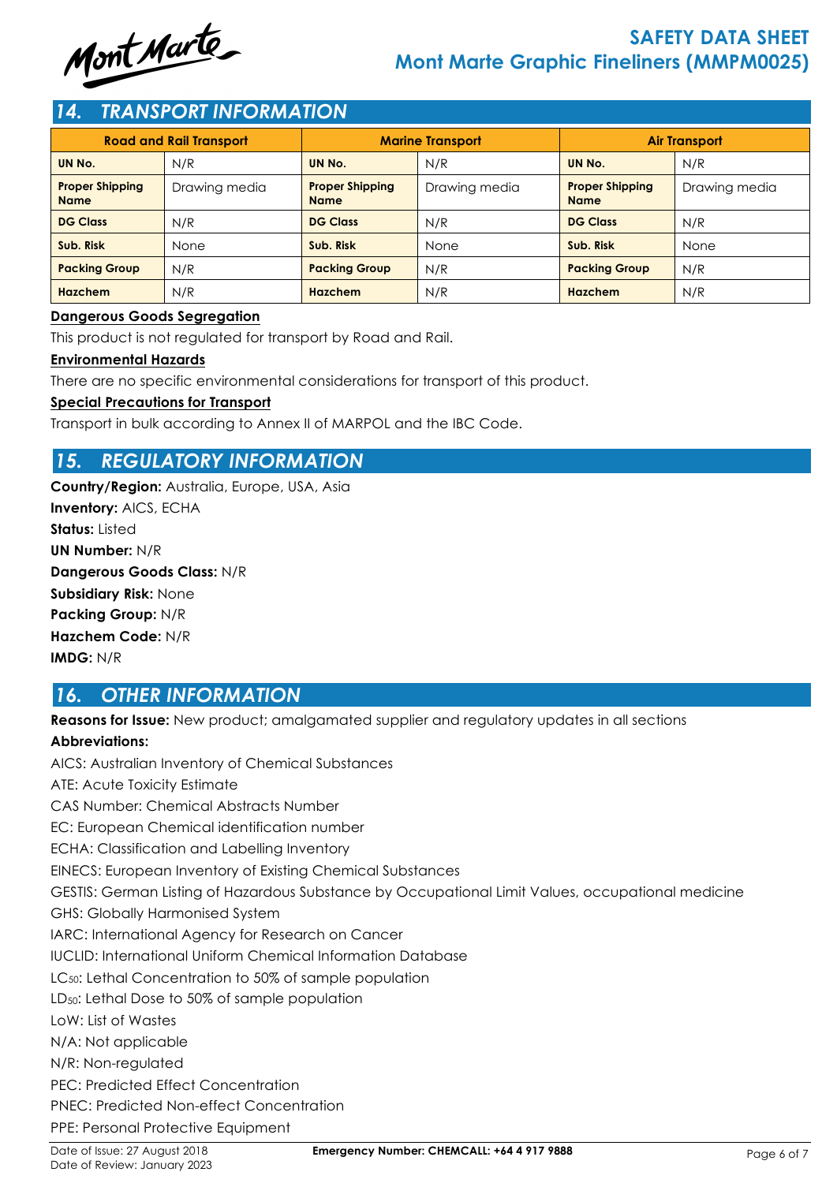## 14. TRANSPORT INFORMATION

| Road and Rail Transport | | Marine Transport | | Air Transport | |
|---|---|---|---|---|---|
| **UN No.** | N/R | **UN No.** | N/R | **UN No.** | N/R |
| **Proper Shipping Name** | Drawing media | **Proper Shipping Name** | Drawing media | **Proper Shipping Name** | Drawing media |
| **DG Class** | N/R | **DG Class** | N/R | **DG Class** | N/R |
| **Sub. Risk** | None | **Sub. Risk** | None | **Sub. Risk** | None |
| **Packing Group** | N/R | **Packing Group** | N/R | **Packing Group** | N/R |
| **Hazchem** | N/R | **Hazchem** | N/R | **Hazchem** | N/R |

**Dangerous Goods Segregation**

This product is not regulated for transport by Road and Rail.

**Environmental Hazards**

There are no specific environmental considerations for transport of this product.

**Special Precautions for Transport**

Transport in bulk according to Annex II of MARPOL and the IBC Code.

## 15. REGULATORY INFORMATION

**Country/Region:** Australia, Europe, USA, Asia
**Inventory:** AICS, ECHA
**Status:** Listed
**UN Number:** N/R
**Dangerous Goods Class:** N/R
**Subsidiary Risk:** None
**Packing Group:** N/R
**Hazchem Code:** N/R
**IMDG:** N/R

## 16. OTHER INFORMATION

**Reasons for Issue:** New product; amalgamated supplier and regulatory updates in all sections

**Abbreviations:**

AICS: Australian Inventory of Chemical Substances
ATE: Acute Toxicity Estimate
CAS Number: Chemical Abstracts Number
EC: European Chemical identification number
ECHA: Classification and Labelling Inventory
EINECS: European Inventory of Existing Chemical Substances
GESTIS: German Listing of Hazardous Substance by Occupational Limit Values, occupational medicine
GHS: Globally Harmonised System
IARC: International Agency for Research on Cancer
IUCLID: International Uniform Chemical Information Database
$LC_{50}$: Lethal Concentration to 50% of sample population
$LD_{50}$: Lethal Dose to 50% of sample population
LoW: List of Wastes
N/A: Not applicable
N/R: Non-regulated
PEC: Predicted Effect Concentration
PNEC: Predicted Non-effect Concentration
PPE: Personal Protective Equipment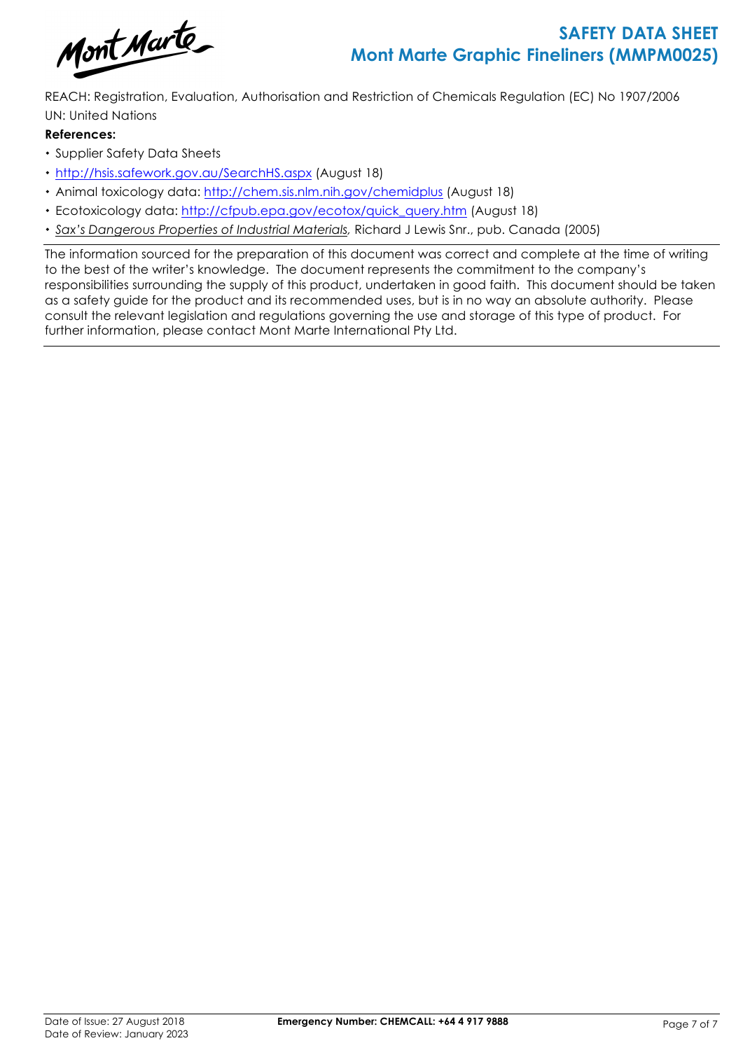REACH: Registration, Evaluation, Authorisation and Restriction of Chemicals Regulation (EC) No 1907/2006
UN: United Nations

**References:**

- Supplier Safety Data Sheets
- http://hsis.safework.gov.au/SearchHS.aspx (August 18)
- Animal toxicology data: http://chem.sis.nlm.nih.gov/chemidplus (August 18)
- Ecotoxicology data: http://cfpub.epa.gov/ecotox/quick_query.htm (August 18)
- *Sax's Dangerous Properties of Industrial Materials,* Richard J Lewis Snr., pub. Canada (2005)

The information sourced for the preparation of this document was correct and complete at the time of writing to the best of the writer's knowledge. The document represents the commitment to the company's responsibilities surrounding the supply of this product, undertaken in good faith. This document should be taken as a safety guide for the product and its recommended uses, but is in no way an absolute authority. Please consult the relevant legislation and regulations governing the use and storage of this type of product. For further information, please contact Mont Marte International Pty Ltd.